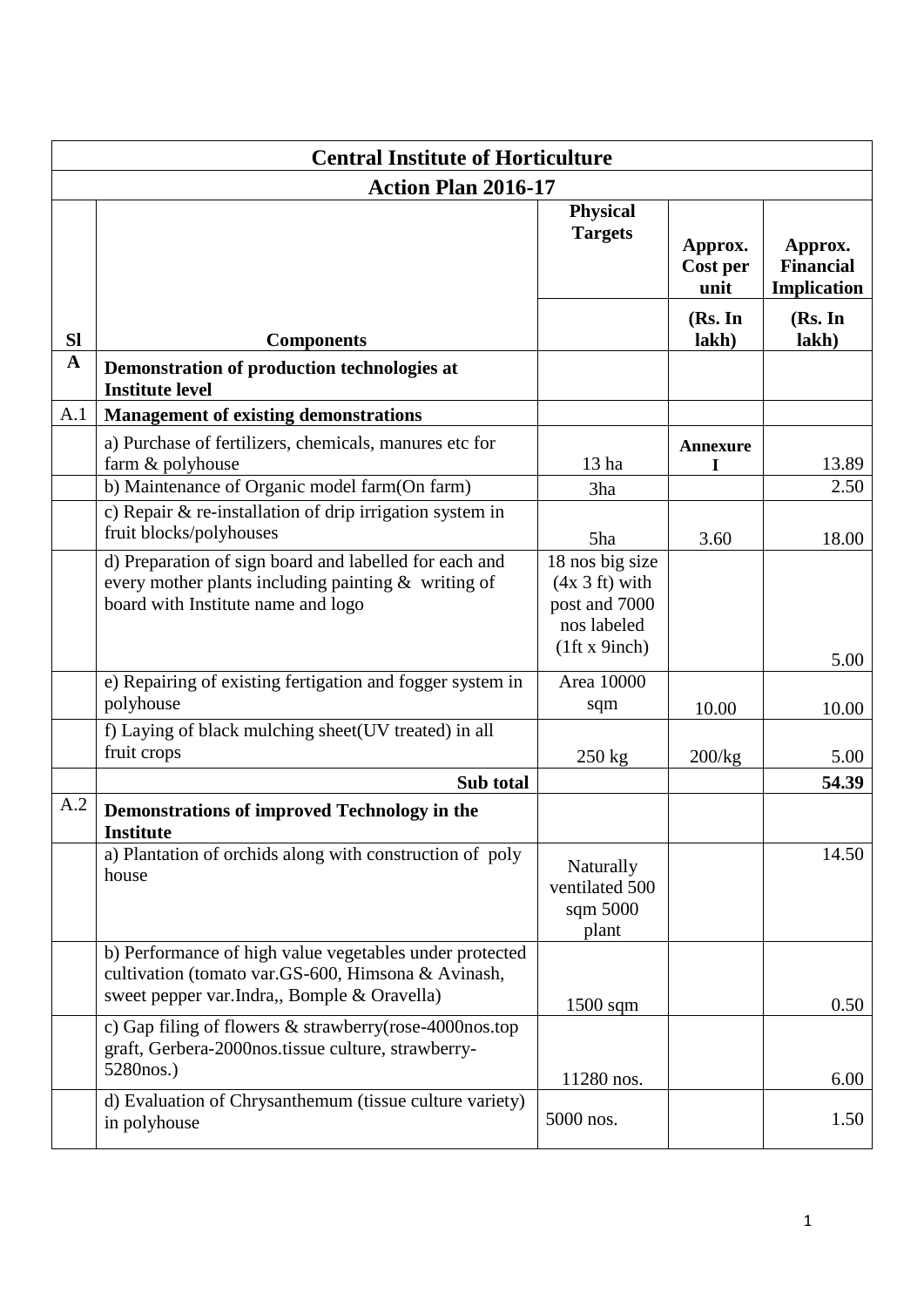| Central Institute of Horticulture | | | | |
|---|---|---|---|---|
| **Action Plan 2016-17** | | | | |
| **Sl** | **Components** | **Physical Targets** | **Approx. Cost per unit (Rs. In lakh)** | **Approx. Financial Implication (Rs. In lakh)** |
| **A** | **Demonstration of production technologies at Institute level** | | | |
| A.1 | **Management of existing demonstrations** | | | |
| | a) Purchase of fertilizers, chemicals, manures etc for farm & polyhouse | 13 ha | **Annexure I** | 13.89 |
| | b) Maintenance of Organic model farm(On farm) | 3ha | | 2.50 |
| | c) Repair & re-installation of drip irrigation system in fruit blocks/polyhouses | 5ha | 3.60 | 18.00 |
| | d) Preparation of sign board and labelled for each and every mother plants including painting & writing of board with Institute name and logo | 18 nos big size (4x 3 ft) with post and 7000 nos labeled (1ft x 9inch) | | 5.00 |
| | e) Repairing of existing fertigation and fogger system in polyhouse | Area 10000 sqm | 10.00 | 10.00 |
| | f) Laying of black mulching sheet(UV treated) in all fruit crops | 250 kg | 200/kg | 5.00 |
| | **Sub total** | | | **54.39** |
| A.2 | **Demonstrations of improved Technology in the Institute** | | | |
| | a) Plantation of orchids along with construction of poly house | Naturally ventilated 500 sqm 5000 plant | | 14.50 |
| | b) Performance of high value vegetables under protected cultivation (tomato var.GS-600, Himsona & Avinash, sweet pepper var.Indra,, Bomple & Oravella) | 1500 sqm | | 0.50 |
| | c) Gap filing of flowers & strawberry(rose-4000nos.top graft, Gerbera-2000nos.tissue culture, strawberry-5280nos.) | 11280 nos. | | 6.00 |
| | d) Evaluation of Chrysanthemum (tissue culture variety) in polyhouse | 5000 nos. | | 1.50 |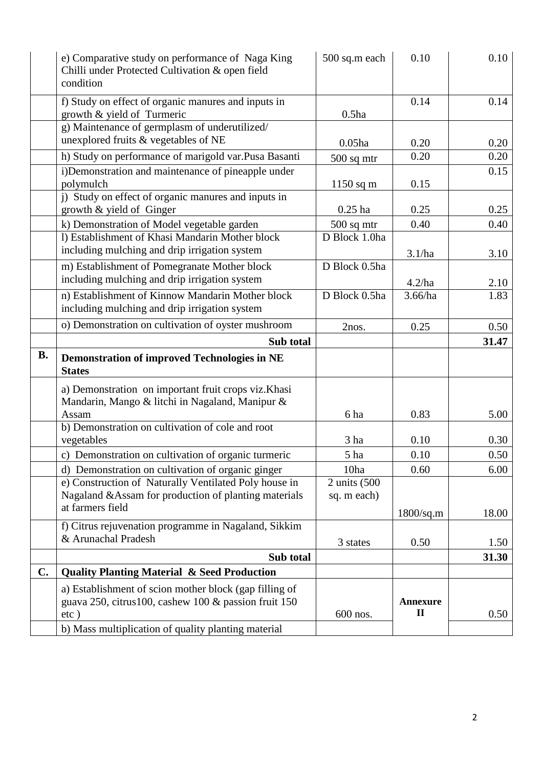| | | | | |
|---|---|---|---|---|
| | e) Comparative study on performance of Naga King Chilli under Protected Cultivation & open field condition | 500 sq.m each | 0.10 | 0.10 |
| | f) Study on effect of organic manures and inputs in growth & yield of Turmeric | 0.5ha | 0.14 | 0.14 |
| | g) Maintenance of germplasm of underutilized/ unexplored fruits & vegetables of NE | 0.05ha | 0.20 | 0.20 |
| | h) Study on performance of marigold var.Pusa Basanti | 500 sq mtr | 0.20 | 0.20 |
| | i)Demonstration and maintenance of pineapple under polymulch | 1150 sq m | 0.15 | 0.15 |
| | j) Study on effect of organic manures and inputs in growth & yield of Ginger | 0.25 ha | 0.25 | 0.25 |
| | k) Demonstration of Model vegetable garden | 500 sq mtr | 0.40 | 0.40 |
| | l) Establishment of Khasi Mandarin Mother block including mulching and drip irrigation system | D Block 1.0ha | 3.1/ha | 3.10 |
| | m) Establishment of Pomegranate Mother block including mulching and drip irrigation system | D Block 0.5ha | 4.2/ha | 2.10 |
| | n) Establishment of Kinnow Mandarin Mother block including mulching and drip irrigation system | D Block 0.5ha | 3.66/ha | 1.83 |
| | o) Demonstration on cultivation of oyster mushroom | 2nos. | 0.25 | 0.50 |
| | **Sub total** | | | **31.47** |
| **B.** | **Demonstration of improved Technologies in NE States** | | | |
| | a) Demonstration on important fruit crops viz.Khasi Mandarin, Mango & litchi in Nagaland, Manipur & Assam | 6 ha | 0.83 | 5.00 |
| | b) Demonstration on cultivation of cole and root vegetables | 3 ha | 0.10 | 0.30 |
| | c) Demonstration on cultivation of organic turmeric | 5 ha | 0.10 | 0.50 |
| | d) Demonstration on cultivation of organic ginger | 10ha | 0.60 | 6.00 |
| | e) Construction of Naturally Ventilated Poly house in Nagaland &Assam for production of planting materials at farmers field | 2 units (500 sq. m each) | 1800/sq.m | 18.00 |
| | f) Citrus rejuvenation programme in Nagaland, Sikkim & Arunachal Pradesh | 3 states | 0.50 | 1.50 |
| | **Sub total** | | | **31.30** |
| **C.** | **Quality Planting Material & Seed Production** | | | |
| | a) Establishment of scion mother block (gap filling of guava 250, citrus100, cashew 100 & passion fruit 150 etc ) | 600 nos. | **Annexure II** | 0.50 |
| | b) Mass multiplication of quality planting material | | | |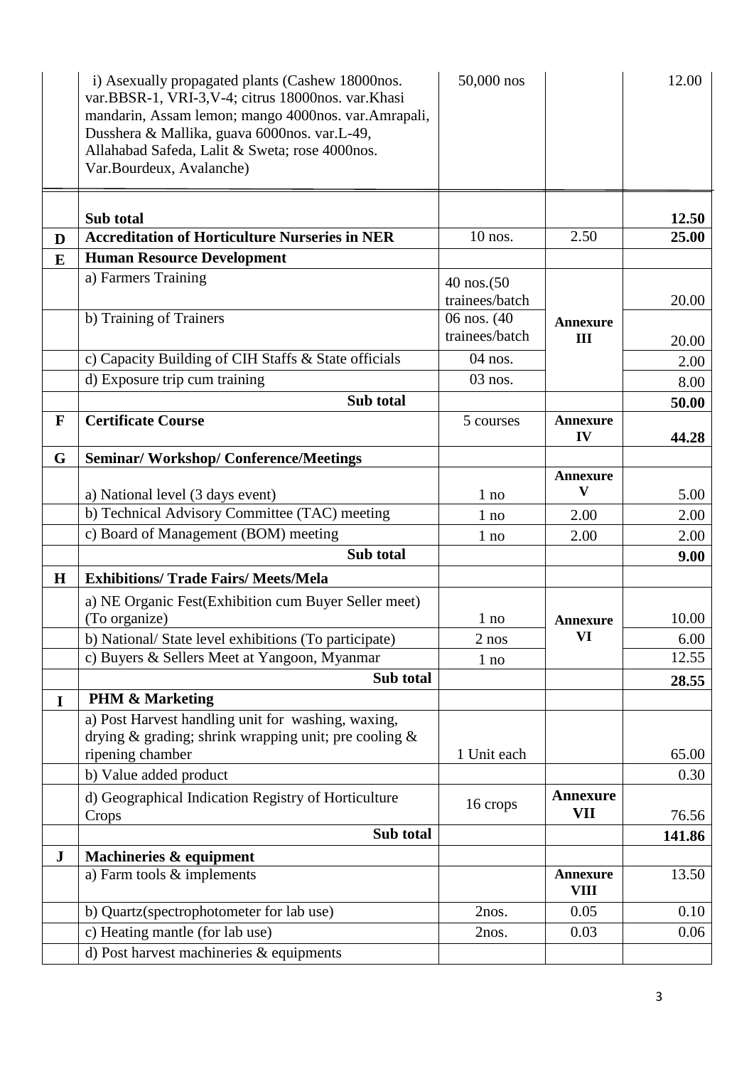| | | | | |
|---|---|---|---|---|
| | i) Asexually propagated plants (Cashew 18000nos. var.BBSR-1, VRI-3,V-4; citrus 18000nos. var.Khasi mandarin, Assam lemon; mango 4000nos. var.Amrapali, Dusshera & Mallika, guava 6000nos. var.L-49, Allahabad Safeda, Lalit & Sweta; rose 4000nos. Var.Bourdeux, Avalanche) | 50,000 nos | | 12.00 |
| | **Sub total** | | | **12.50** |
| **D** | **Accreditation of Horticulture Nurseries in NER** | 10 nos. | 2.50 | **25.00** |
| **E** | **Human Resource Development** | | | |
| | a) Farmers Training | 40 nos.(50 trainees/batch | **Annexure III** | 20.00 |
| | b) Training of Trainers | 06 nos. (40 trainees/batch | | 20.00 |
| | c) Capacity Building of CIH Staffs & State officials | 04 nos. | | 2.00 |
| | d) Exposure trip cum training | 03 nos. | | 8.00 |
| | **Sub total** | | | **50.00** |
| **F** | **Certificate Course** | 5 courses | **Annexure IV** | **44.28** |
| **G** | **Seminar/ Workshop/ Conference/Meetings** | | | |
| | a) National level (3 days event) | 1 no | **Annexure V** | 5.00 |
| | b) Technical Advisory Committee (TAC) meeting | 1 no | 2.00 | 2.00 |
| | c) Board of Management (BOM) meeting | 1 no | 2.00 | 2.00 |
| | **Sub total** | | | **9.00** |
| **H** | **Exhibitions/ Trade Fairs/ Meets/Mela** | | | |
| | a) NE Organic Fest(Exhibition cum Buyer Seller meet) (To organize) | 1 no | **Annexure VI** | 10.00 |
| | b) National/ State level exhibitions (To participate) | 2 nos | | 6.00 |
| | c) Buyers & Sellers Meet at Yangoon, Myanmar | 1 no | | 12.55 |
| | **Sub total** | | | **28.55** |
| **I** | **PHM & Marketing** | | | |
| | a) Post Harvest handling unit for washing, waxing, drying & grading; shrink wrapping unit; pre cooling & ripening chamber | 1 Unit each | | 65.00 |
| | b) Value added product | | | 0.30 |
| | d) Geographical Indication Registry of Horticulture Crops | 16 crops | **Annexure VII** | 76.56 |
| | **Sub total** | | | **141.86** |
| **J** | **Machineries & equipment** | | | |
| | a) Farm tools & implements | | **Annexure VIII** | 13.50 |
| | b) Quartz(spectrophotometer for lab use) | 2nos. | 0.05 | 0.10 |
| | c) Heating mantle (for lab use) | 2nos. | 0.03 | 0.06 |
| | d) Post harvest machineries & equipments | | | |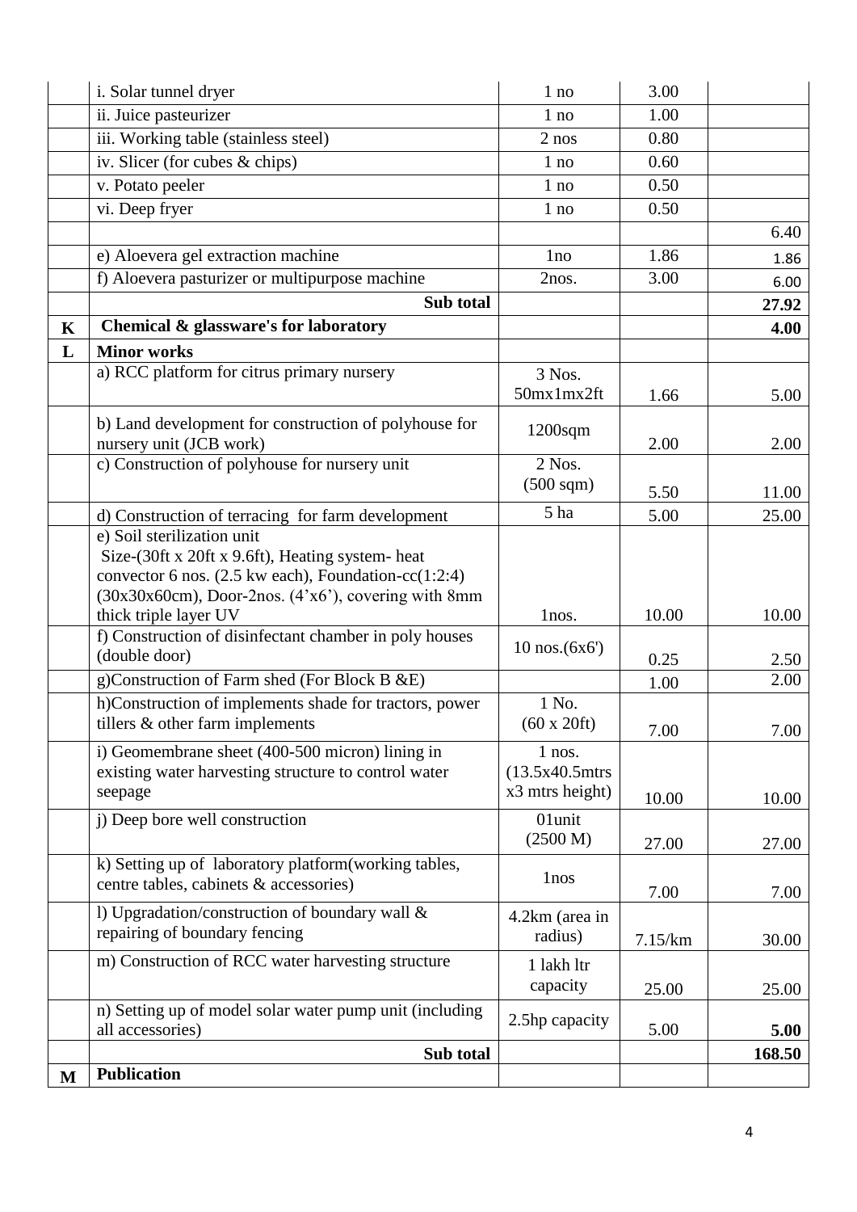| | | | | |
|---|---|---|---|---|
| | i. Solar tunnel dryer | 1 no | 3.00 | |
| | ii. Juice pasteurizer | 1 no | 1.00 | |
| | iii. Working table (stainless steel) | 2 nos | 0.80 | |
| | iv. Slicer (for cubes & chips) | 1 no | 0.60 | |
| | v. Potato peeler | 1 no | 0.50 | |
| | vi. Deep fryer | 1 no | 0.50 | |
| | | | | 6.40 |
| | e) Aloevera gel extraction machine | 1no | 1.86 | 1.86 |
| | f) Aloevera pasturizer or multipurpose machine | 2nos. | 3.00 | 6.00 |
| | **Sub total** | | | **27.92** |
| **K** | **Chemical & glassware's for laboratory** | | | **4.00** |
| **L** | **Minor works** | | | |
| | a) RCC platform for citrus primary nursery | 3 Nos. 50mx1mx2ft | 1.66 | 5.00 |
| | b) Land development for construction of polyhouse for nursery unit (JCB work) | 1200sqm | 2.00 | 2.00 |
| | c) Construction of polyhouse for nursery unit | 2 Nos. (500 sqm) | 5.50 | 11.00 |
| | d) Construction of terracing for farm development | 5 ha | 5.00 | 25.00 |
| | e) Soil sterilization unit Size-(30ft x 20ft x 9.6ft), Heating system- heat convector 6 nos. (2.5 kw each), Foundation-cc(1:2:4) (30x30x60cm), Door-2nos. (4'x6'), covering with 8mm thick triple layer UV | 1nos. | 10.00 | 10.00 |
| | f) Construction of disinfectant chamber in poly houses (double door) | 10 nos.(6x6') | 0.25 | 2.50 |
| | g)Construction of Farm shed (For Block B &E) | | 1.00 | 2.00 |
| | h)Construction of implements shade for tractors, power tillers & other farm implements | 1 No. (60 x 20ft) | 7.00 | 7.00 |
| | i) Geomembrane sheet (400-500 micron) lining in existing water harvesting structure to control water seepage | 1 nos. (13.5x40.5mtrs x3 mtrs height) | 10.00 | 10.00 |
| | j) Deep bore well construction | 01unit (2500 M) | 27.00 | 27.00 |
| | k) Setting up of laboratory platform(working tables, centre tables, cabinets & accessories) | 1nos | 7.00 | 7.00 |
| | l) Upgradation/construction of boundary wall & repairing of boundary fencing | 4.2km (area in radius) | 7.15/km | 30.00 |
| | m) Construction of RCC water harvesting structure | 1 lakh ltr capacity | 25.00 | 25.00 |
| | n) Setting up of model solar water pump unit (including all accessories) | 2.5hp capacity | 5.00 | **5.00** |
| | **Sub total** | | | **168.50** |
| **M** | **Publication** | | | |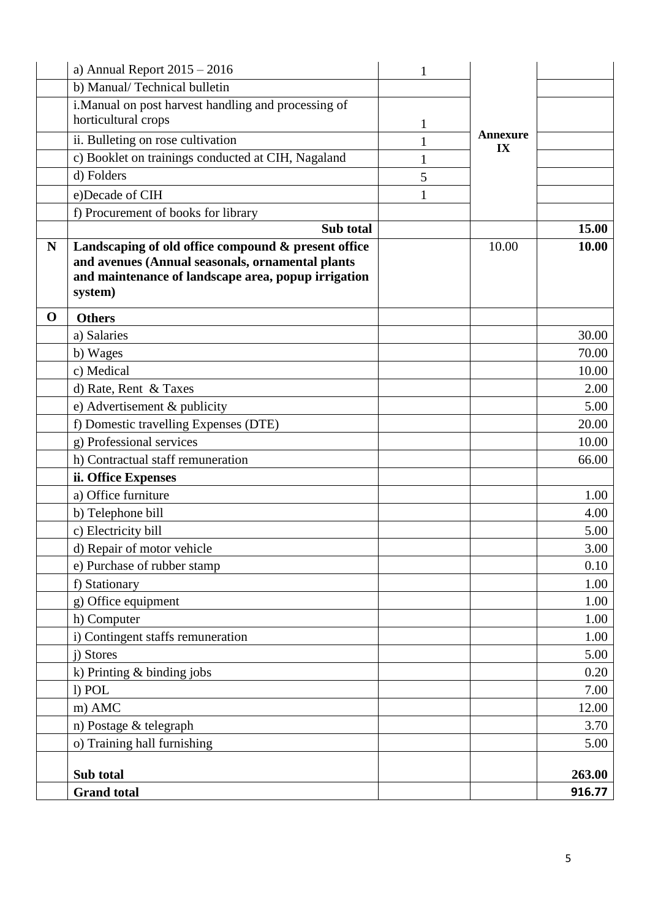| | | | | |
|---|---|---|---|---|
| | a) Annual Report 2015 – 2016 | 1 | **Annexure IX** | |
| | b) Manual/ Technical bulletin | | | |
| | i.Manual on post harvest handling and processing of horticultural crops | 1 | | |
| | ii. Bulleting on rose cultivation | 1 | | |
| | c) Booklet on trainings conducted at CIH, Nagaland | 1 | | |
| | d) Folders | 5 | | |
| | e)Decade of CIH | 1 | | |
| | f) Procurement of books for library | | | |
| | **Sub total** | | | **15.00** |
| **N** | **Landscaping of old office compound & present office and avenues (Annual seasonals, ornamental plants and maintenance of landscape area, popup irrigation system)** | | 10.00 | **10.00** |
| **O** | **Others** | | | |
| | a) Salaries | | | 30.00 |
| | b) Wages | | | 70.00 |
| | c) Medical | | | 10.00 |
| | d) Rate, Rent & Taxes | | | 2.00 |
| | e) Advertisement & publicity | | | 5.00 |
| | f) Domestic travelling Expenses (DTE) | | | 20.00 |
| | g) Professional services | | | 10.00 |
| | h) Contractual staff remuneration | | | 66.00 |
| | **ii. Office Expenses** | | | |
| | a) Office furniture | | | 1.00 |
| | b) Telephone bill | | | 4.00 |
| | c) Electricity bill | | | 5.00 |
| | d) Repair of motor vehicle | | | 3.00 |
| | e) Purchase of rubber stamp | | | 0.10 |
| | f) Stationary | | | 1.00 |
| | g) Office equipment | | | 1.00 |
| | h) Computer | | | 1.00 |
| | i) Contingent staffs remuneration | | | 1.00 |
| | j) Stores | | | 5.00 |
| | k) Printing & binding jobs | | | 0.20 |
| | l) POL | | | 7.00 |
| | m) AMC | | | 12.00 |
| | n) Postage & telegraph | | | 3.70 |
| | o) Training hall furnishing | | | 5.00 |
| | **Sub total** | | | **263.00** |
| | **Grand total** | | | **916.77** |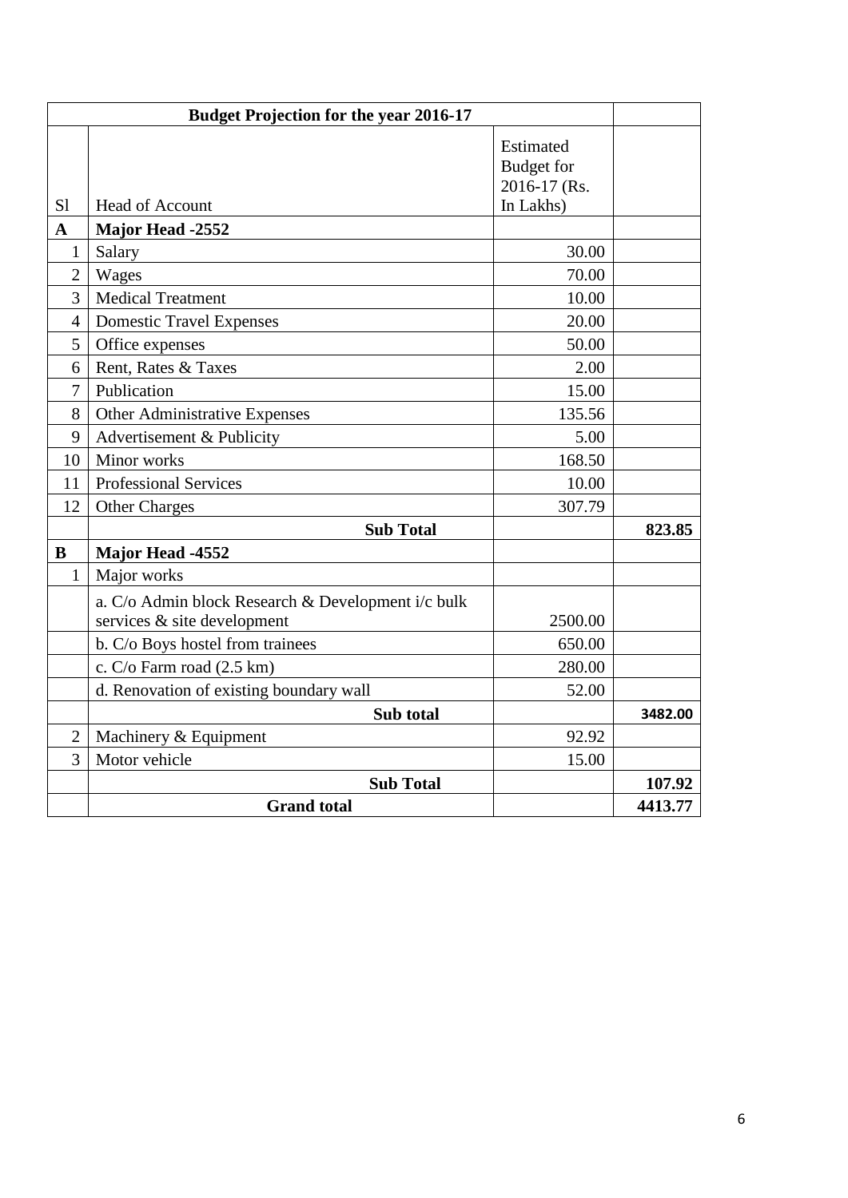| Budget Projection for the year 2016-17 | | | |
|---|---|---|---|
| Sl | Head of Account | Estimated Budget for 2016-17 (Rs. In Lakhs) | |
| **A** | **Major Head -2552** | | |
| 1 | Salary | 30.00 | |
| 2 | Wages | 70.00 | |
| 3 | Medical Treatment | 10.00 | |
| 4 | Domestic Travel Expenses | 20.00 | |
| 5 | Office expenses | 50.00 | |
| 6 | Rent, Rates & Taxes | 2.00 | |
| 7 | Publication | 15.00 | |
| 8 | Other Administrative Expenses | 135.56 | |
| 9 | Advertisement & Publicity | 5.00 | |
| 10 | Minor works | 168.50 | |
| 11 | Professional Services | 10.00 | |
| 12 | Other Charges | 307.79 | |
| | **Sub Total** | | **823.85** |
| **B** | **Major Head -4552** | | |
| 1 | Major works | | |
| | a. C/o Admin block Research & Development i/c bulk services & site development | 2500.00 | |
| | b. C/o Boys hostel from trainees | 650.00 | |
| | c. C/o Farm road (2.5 km) | 280.00 | |
| | d. Renovation of existing boundary wall | 52.00 | |
| | **Sub total** | | **3482.00** |
| 2 | Machinery & Equipment | 92.92 | |
| 3 | Motor vehicle | 15.00 | |
| | **Sub Total** | | **107.92** |
| | **Grand total** | | **4413.77** |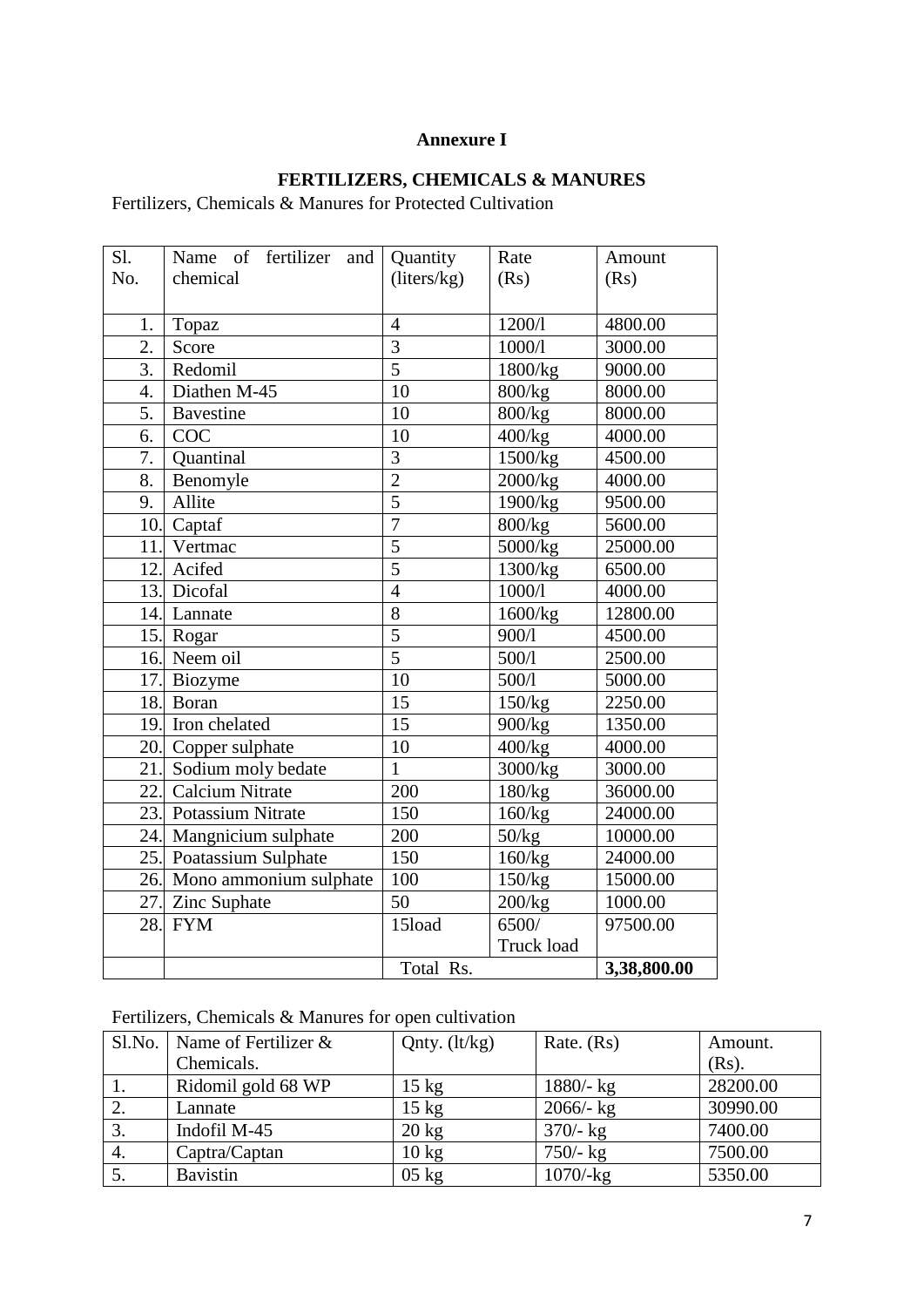**Annexure I**

**FERTILIZERS, CHEMICALS & MANURES**

Fertilizers, Chemicals & Manures for Protected Cultivation

| Sl. No. | Name of fertilizer and chemical | Quantity (liters/kg) | Rate (Rs) | Amount (Rs) |
|---|---|---|---|---|
| 1. | Topaz | 4 | 1200/l | 4800.00 |
| 2. | Score | 3 | 1000/l | 3000.00 |
| 3. | Redomil | 5 | 1800/kg | 9000.00 |
| 4. | Diathen M-45 | 10 | 800/kg | 8000.00 |
| 5. | Bavestine | 10 | 800/kg | 8000.00 |
| 6. | COC | 10 | 400/kg | 4000.00 |
| 7. | Quantinal | 3 | 1500/kg | 4500.00 |
| 8. | Benomyle | 2 | 2000/kg | 4000.00 |
| 9. | Allite | 5 | 1900/kg | 9500.00 |
| 10. | Captaf | 7 | 800/kg | 5600.00 |
| 11. | Vertmac | 5 | 5000/kg | 25000.00 |
| 12. | Acifed | 5 | 1300/kg | 6500.00 |
| 13. | Dicofal | 4 | 1000/l | 4000.00 |
| 14. | Lannate | 8 | 1600/kg | 12800.00 |
| 15. | Rogar | 5 | 900/l | 4500.00 |
| 16. | Neem oil | 5 | 500/l | 2500.00 |
| 17. | Biozyme | 10 | 500/l | 5000.00 |
| 18. | Boran | 15 | 150/kg | 2250.00 |
| 19. | Iron chelated | 15 | 900/kg | 1350.00 |
| 20. | Copper sulphate | 10 | 400/kg | 4000.00 |
| 21. | Sodium moly bedate | 1 | 3000/kg | 3000.00 |
| 22. | Calcium Nitrate | 200 | 180/kg | 36000.00 |
| 23. | Potassium Nitrate | 150 | 160/kg | 24000.00 |
| 24. | Mangnicium sulphate | 200 | 50/kg | 10000.00 |
| 25. | Poatassium Sulphate | 150 | 160/kg | 24000.00 |
| 26. | Mono ammonium sulphate | 100 | 150/kg | 15000.00 |
| 27. | Zinc Suphate | 50 | 200/kg | 1000.00 |
| 28. | FYM | 15load | 6500/ Truck load | 97500.00 |
| | | Total Rs. | | **3,38,800.00** |

Fertilizers, Chemicals & Manures for open cultivation

| Sl.No. | Name of Fertilizer & Chemicals. | Qnty. (lt/kg) | Rate. (Rs) | Amount. (Rs). |
|---|---|---|---|---|
| 1. | Ridomil gold 68 WP | 15 kg | 1880/- kg | 28200.00 |
| 2. | Lannate | 15 kg | 2066/- kg | 30990.00 |
| 3. | Indofil M-45 | 20 kg | 370/- kg | 7400.00 |
| 4. | Captra/Captan | 10 kg | 750/- kg | 7500.00 |
| 5. | Bavistin | 05 kg | 1070/-kg | 5350.00 |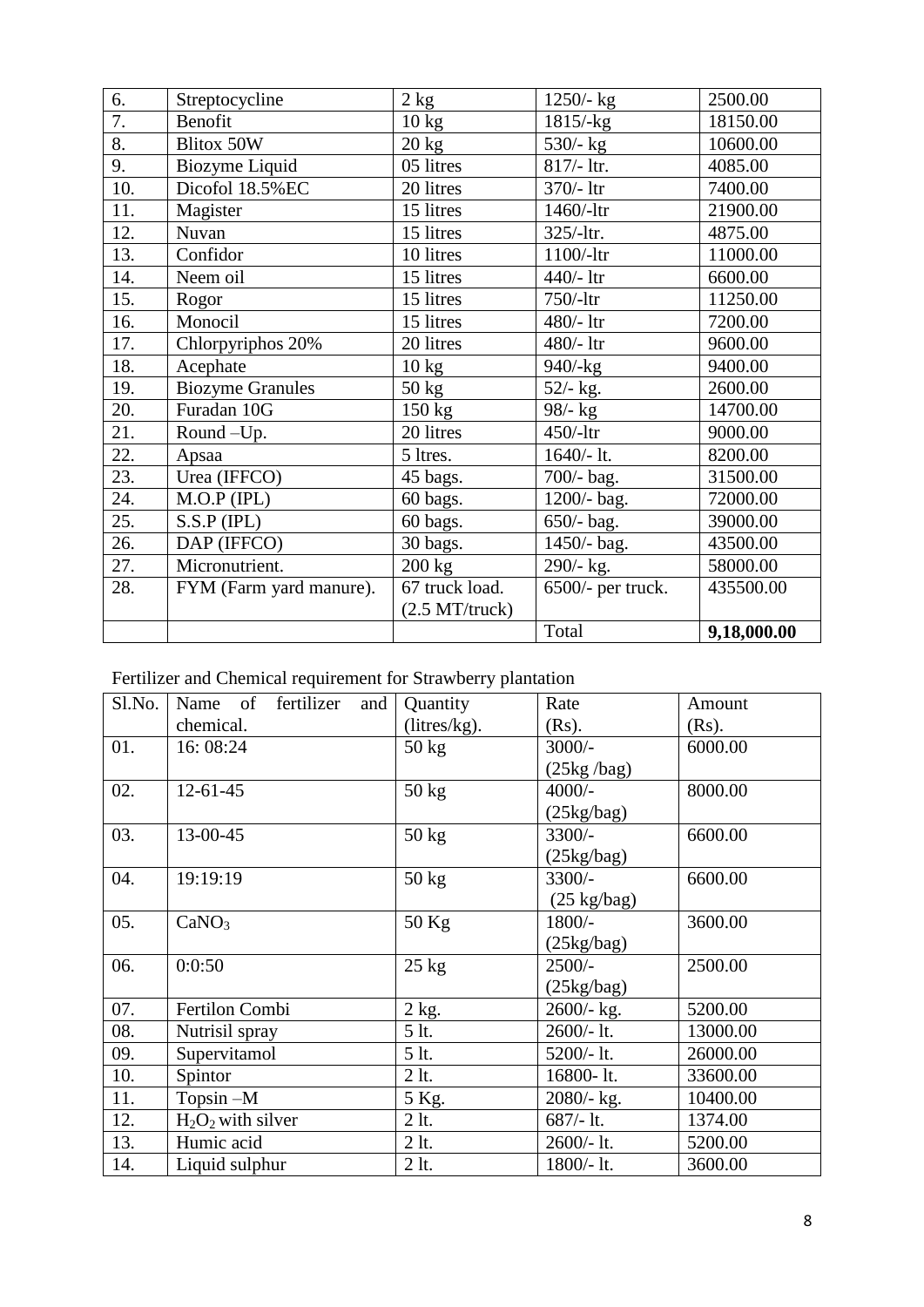| 6. | Streptocycline | 2 kg | 1250/- kg | 2500.00 |
|---|---|---|---|---|
| 7. | Benofit | 10 kg | 1815/-kg | 18150.00 |
| 8. | Blitox 50W | 20 kg | 530/- kg | 10600.00 |
| 9. | Biozyme Liquid | 05 litres | 817/- ltr. | 4085.00 |
| 10. | Dicofol 18.5%EC | 20 litres | 370/- ltr | 7400.00 |
| 11. | Magister | 15 litres | 1460/-ltr | 21900.00 |
| 12. | Nuvan | 15 litres | 325/-ltr. | 4875.00 |
| 13. | Confidor | 10 litres | 1100/-ltr | 11000.00 |
| 14. | Neem oil | 15 litres | 440/- ltr | 6600.00 |
| 15. | Rogor | 15 litres | 750/-ltr | 11250.00 |
| 16. | Monocil | 15 litres | 480/- ltr | 7200.00 |
| 17. | Chlorpyriphos 20% | 20 litres | 480/- ltr | 9600.00 |
| 18. | Acephate | 10 kg | 940/-kg | 9400.00 |
| 19. | Biozyme Granules | 50 kg | 52/- kg. | 2600.00 |
| 20. | Furadan 10G | 150 kg | 98/- kg | 14700.00 |
| 21. | Round –Up. | 20 litres | 450/-ltr | 9000.00 |
| 22. | Apsaa | 5 ltres. | 1640/- lt. | 8200.00 |
| 23. | Urea (IFFCO) | 45 bags. | 700/- bag. | 31500.00 |
| 24. | M.O.P (IPL) | 60 bags. | 1200/- bag. | 72000.00 |
| 25. | S.S.P (IPL) | 60 bags. | 650/- bag. | 39000.00 |
| 26. | DAP (IFFCO) | 30 bags. | 1450/- bag. | 43500.00 |
| 27. | Micronutrient. | 200 kg | 290/- kg. | 58000.00 |
| 28. | FYM (Farm yard manure). | 67 truck load. (2.5 MT/truck) | 6500/- per truck. | 435500.00 |
| | | | Total | **9,18,000.00** |

Fertilizer and Chemical requirement for Strawberry plantation

| Sl.No. | Name of fertilizer and chemical. | Quantity (litres/kg). | Rate (Rs). | Amount (Rs). |
|---|---|---|---|---|
| 01. | 16: 08:24 | 50 kg | 3000/- (25kg /bag) | 6000.00 |
| 02. | 12-61-45 | 50 kg | 4000/- (25kg/bag) | 8000.00 |
| 03. | 13-00-45 | 50 kg | 3300/- (25kg/bag) | 6600.00 |
| 04. | 19:19:19 | 50 kg | 3300/- (25 kg/bag) | 6600.00 |
| 05. | $CaNO_3$ | 50 Kg | 1800/- (25kg/bag) | 3600.00 |
| 06. | 0:0:50 | 25 kg | 2500/- (25kg/bag) | 2500.00 |
| 07. | Fertilon Combi | 2 kg. | 2600/- kg. | 5200.00 |
| 08. | Nutrisil spray | 5 lt. | 2600/- lt. | 13000.00 |
| 09. | Supervitamol | 5 lt. | 5200/- lt. | 26000.00 |
| 10. | Spintor | 2 lt. | 16800- lt. | 33600.00 |
| 11. | Topsin –M | 5 Kg. | 2080/- kg. | 10400.00 |
| 12. | $H_2O_2$ with silver | 2 lt. | 687/- lt. | 1374.00 |
| 13. | Humic acid | 2 lt. | 2600/- lt. | 5200.00 |
| 14. | Liquid sulphur | 2 lt. | 1800/- lt. | 3600.00 |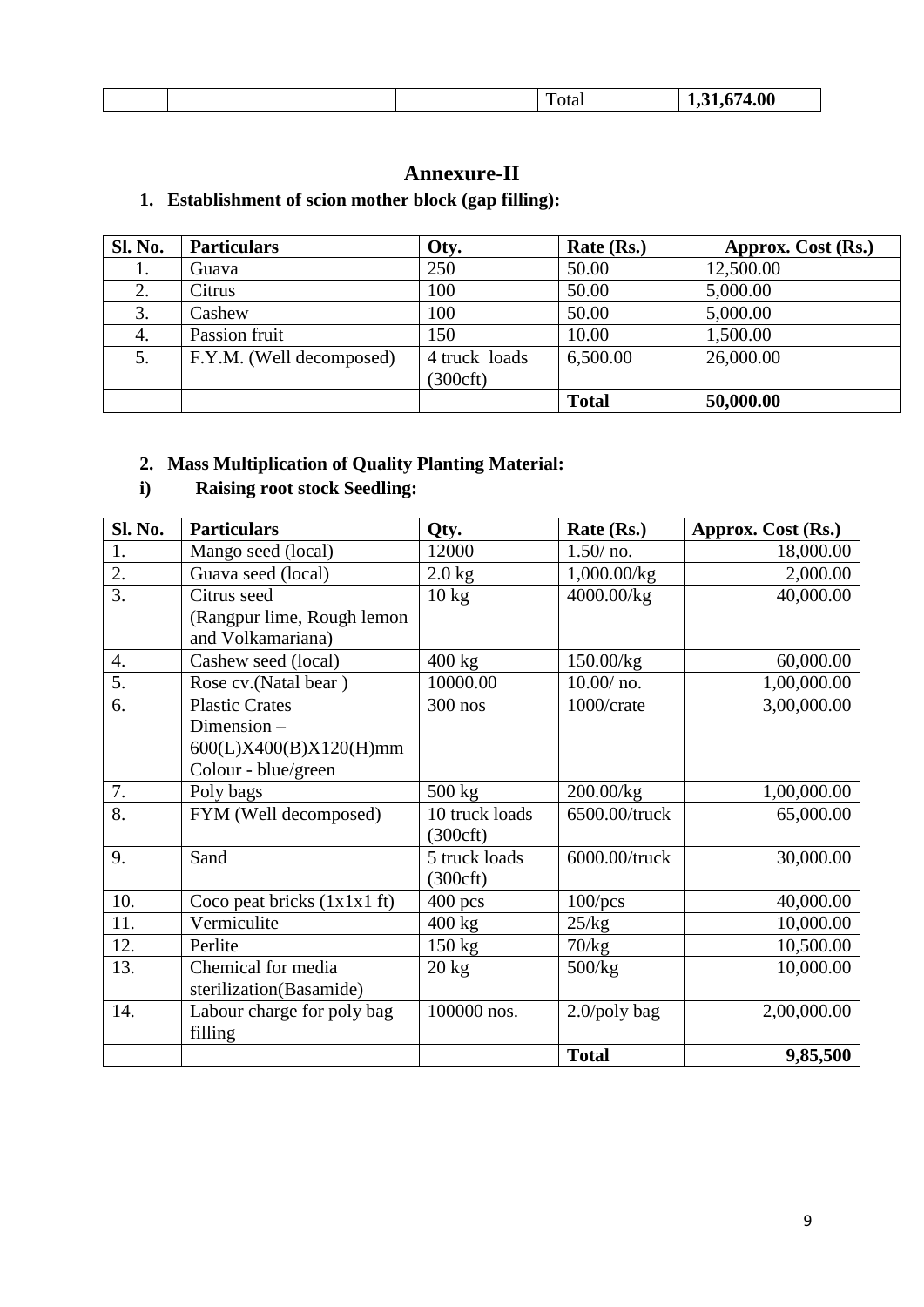| | | | Total | **1,31,674.00** |
|---|---|---|---|---|

# Annexure-II

## 1. Establishment of scion mother block (gap filling):

| Sl. No. | Particulars | Oty. | Rate (Rs.) | Approx. Cost (Rs.) |
|---|---|---|---|---|
| 1. | Guava | 250 | 50.00 | 12,500.00 |
| 2. | Citrus | 100 | 50.00 | 5,000.00 |
| 3. | Cashew | 100 | 50.00 | 5,000.00 |
| 4. | Passion fruit | 150 | 10.00 | 1,500.00 |
| 5. | F.Y.M. (Well decomposed) | 4 truck loads (300cft) | 6,500.00 | 26,000.00 |
| | | | **Total** | **50,000.00** |

## 2. Mass Multiplication of Quality Planting Material:

### i) Raising root stock Seedling:

| Sl. No. | Particulars | Qty. | Rate (Rs.) | Approx. Cost (Rs.) |
|---|---|---|---|---|
| 1. | Mango seed (local) | 12000 | 1.50/ no. | 18,000.00 |
| 2. | Guava seed (local) | 2.0 kg | 1,000.00/kg | 2,000.00 |
| 3. | Citrus seed (Rangpur lime, Rough lemon and Volkamariana) | 10 kg | 4000.00/kg | 40,000.00 |
| 4. | Cashew seed (local) | 400 kg | 150.00/kg | 60,000.00 |
| 5. | Rose cv.(Natal bear ) | 10000.00 | 10.00/ no. | 1,00,000.00 |
| 6. | Plastic Crates Dimension – 600(L)X400(B)X120(H)mm Colour - blue/green | 300 nos | 1000/crate | 3,00,000.00 |
| 7. | Poly bags | 500 kg | 200.00/kg | 1,00,000.00 |
| 8. | FYM (Well decomposed) | 10 truck loads (300cft) | 6500.00/truck | 65,000.00 |
| 9. | Sand | 5 truck loads (300cft) | 6000.00/truck | 30,000.00 |
| 10. | Coco peat bricks (1x1x1 ft) | 400 pcs | 100/pcs | 40,000.00 |
| 11. | Vermiculite | 400 kg | 25/kg | 10,000.00 |
| 12. | Perlite | 150 kg | 70/kg | 10,500.00 |
| 13. | Chemical for media sterilization(Basamide) | 20 kg | 500/kg | 10,000.00 |
| 14. | Labour charge for poly bag filling | 100000 nos. | 2.0/poly bag | 2,00,000.00 |
| | | | **Total** | **9,85,500** |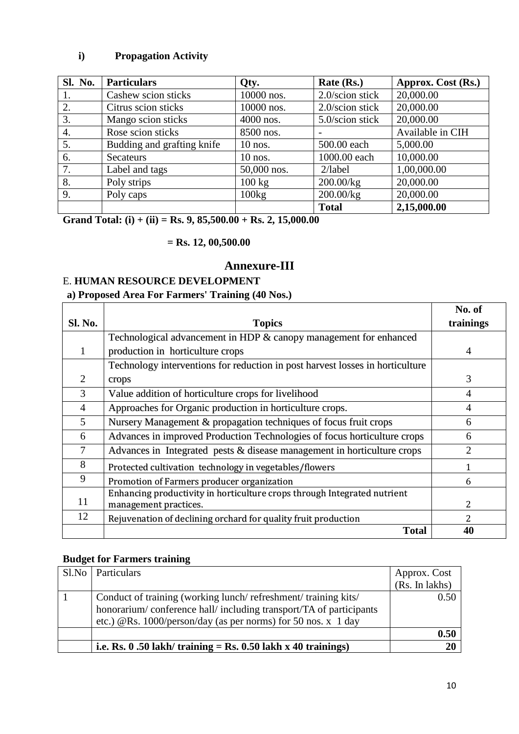### i) Propagation Activity

| Sl. No. | Particulars | Qty. | Rate (Rs.) | Approx. Cost (Rs.) |
|---|---|---|---|---|
| 1. | Cashew scion sticks | 10000 nos. | 2.0/scion stick | 20,000.00 |
| 2. | Citrus scion sticks | 10000 nos. | 2.0/scion stick | 20,000.00 |
| 3. | Mango scion sticks | 4000 nos. | 5.0/scion stick | 20,000.00 |
| 4. | Rose scion sticks | 8500 nos. | - | Available in CIH |
| 5. | Budding and grafting knife | 10 nos. | 500.00 each | 5,000.00 |
| 6. | Secateurs | 10 nos. | 1000.00 each | 10,000.00 |
| 7. | Label and tags | 50,000 nos. | 2/label | 1,00,000.00 |
| 8. | Poly strips | 100 kg | 200.00/kg | 20,000.00 |
| 9. | Poly caps | 100kg | 200.00/kg | 20,000.00 |
| | | | **Total** | **2,15,000.00** |

**Grand Total: (i) + (ii) = Rs. 9, 85,500.00 + Rs. 2, 15,000.00**

**= Rs. 12, 00,500.00**

## Annexure-III

E. **HUMAN RESOURCE DEVELOPMENT**

**a) Proposed Area For Farmers' Training (40 Nos.)**

| Sl. No. | Topics | No. of trainings |
|---|---|---|
| 1 | Technological advancement in HDP & canopy management for enhanced production in horticulture crops | 4 |
| 2 | Technology interventions for reduction in post harvest losses in horticulture crops | 3 |
| 3 | Value addition of horticulture crops for livelihood | 4 |
| 4 | Approaches for Organic production in horticulture crops. | 4 |
| 5 | Nursery Management & propagation techniques of focus fruit crops | 6 |
| 6 | Advances in improved Production Technologies of focus horticulture crops | 6 |
| 7 | Advances in Integrated pests & disease management in horticulture crops | 2 |
| 8 | Protected cultivation technology in vegetables/flowers | 1 |
| 9 | Promotion of Farmers producer organization | 6 |
| 11 | Enhancing productivity in horticulture crops through Integrated nutrient management practices. | 2 |
| 12 | Rejuvenation of declining orchard for quality fruit production | 2 |
| | **Total** | **40** |

**Budget for Farmers training**

| Sl.No | Particulars | Approx. Cost (Rs. In lakhs) |
|---|---|---|
| 1 | Conduct of training (working lunch/ refreshment/ training kits/ honorarium/ conference hall/ including transport/TA of participants etc.) @Rs. 1000/person/day (as per norms) for 50 nos. x 1 day | 0.50 |
| | | **0.50** |
| | **i.e. Rs. 0 .50 lakh/ training = Rs. 0.50 lakh x 40 trainings)** | **20** |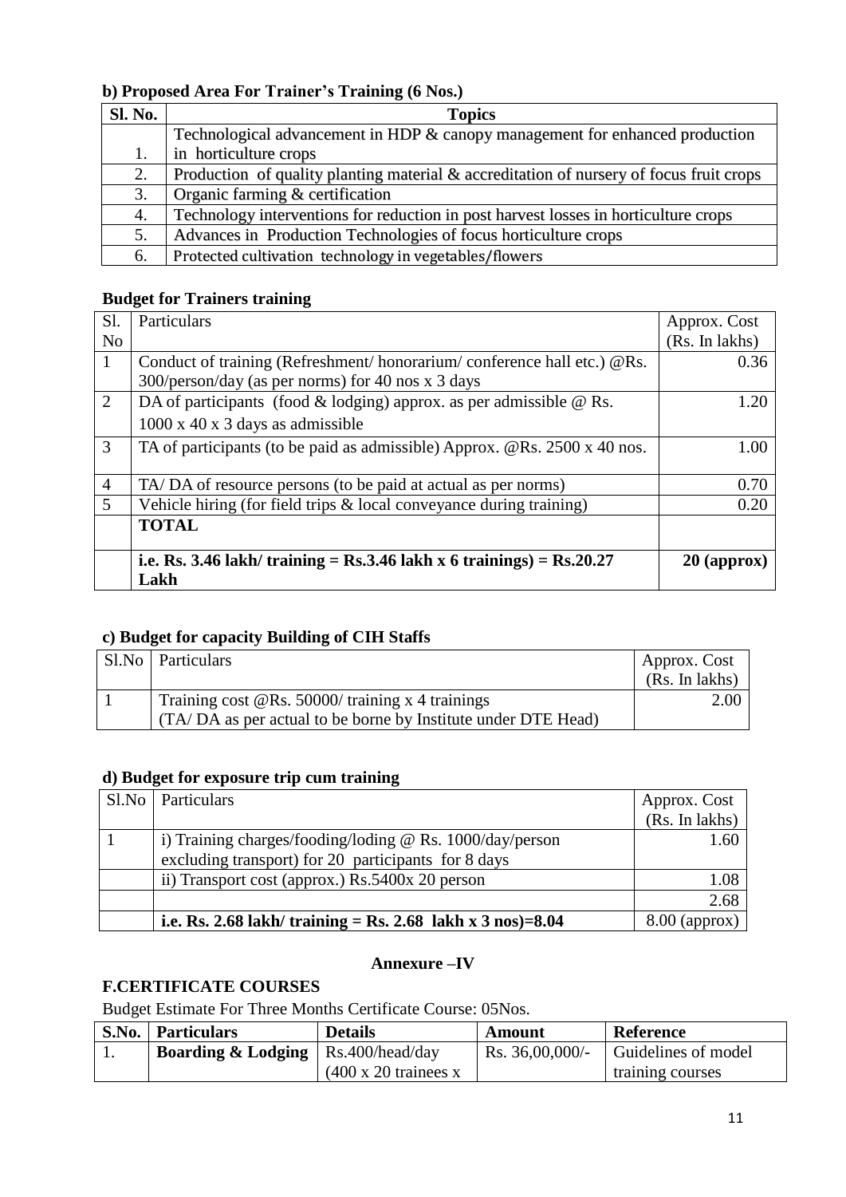### b) Proposed Area For Trainer's Training (6 Nos.)

| Sl. No. | Topics |
|---|---|
| 1. | Technological advancement in HDP & canopy management for enhanced production in horticulture crops |
| 2. | Production of quality planting material & accreditation of nursery of focus fruit crops |
| 3. | Organic farming & certification |
| 4. | Technology interventions for reduction in post harvest losses in horticulture crops |
| 5. | Advances in Production Technologies of focus horticulture crops |
| 6. | Protected cultivation technology in vegetables/flowers |

### Budget for Trainers training

| Sl. No | Particulars | Approx. Cost (Rs. In lakhs) |
|---|---|---|
| 1 | Conduct of training (Refreshment/ honorarium/ conference hall etc.) @Rs. 300/person/day (as per norms) for 40 nos x 3 days | 0.36 |
| 2 | DA of participants (food & lodging) approx. as per admissible @ Rs. 1000 x 40 x 3 days as admissible | 1.20 |
| 3 | TA of participants (to be paid as admissible) Approx. @Rs. 2500 x 40 nos. | 1.00 |
| 4 | TA/ DA of resource persons (to be paid at actual as per norms) | 0.70 |
| 5 | Vehicle hiring (for field trips & local conveyance during training) | 0.20 |
| | **TOTAL** | |
| | **i.e. Rs. 3.46 lakh/ training = Rs.3.46 lakh x 6 trainings) = Rs.20.27 Lakh** | **20 (approx)** |

### c) Budget for capacity Building of CIH Staffs

| Sl.No | Particulars | Approx. Cost (Rs. In lakhs) |
|---|---|---|
| 1 | Training cost @Rs. 50000/ training x 4 trainings (TA/ DA as per actual to be borne by Institute under DTE Head) | 2.00 |

### d) Budget for exposure trip cum training

| Sl.No | Particulars | Approx. Cost (Rs. In lakhs) |
|---|---|---|
| 1 | i) Training charges/fooding/loding @ Rs. 1000/day/person excluding transport) for 20 participants for 8 days | 1.60 |
| | ii) Transport cost (approx.) Rs.5400x 20 person | 1.08 |
| | | 2.68 |
| | **i.e. Rs. 2.68 lakh/ training = Rs. 2.68 lakh x 3 nos)=8.04** | 8.00 (approx) |

**Annexure –IV**

### F.CERTIFICATE COURSES

Budget Estimate For Three Months Certificate Course: 05Nos.

| S.No. | Particulars | Details | Amount | Reference |
|---|---|---|---|---|
| 1. | **Boarding & Lodging** | Rs.400/head/day (400 x 20 trainees x | Rs. 36,00,000/- | Guidelines of model training courses |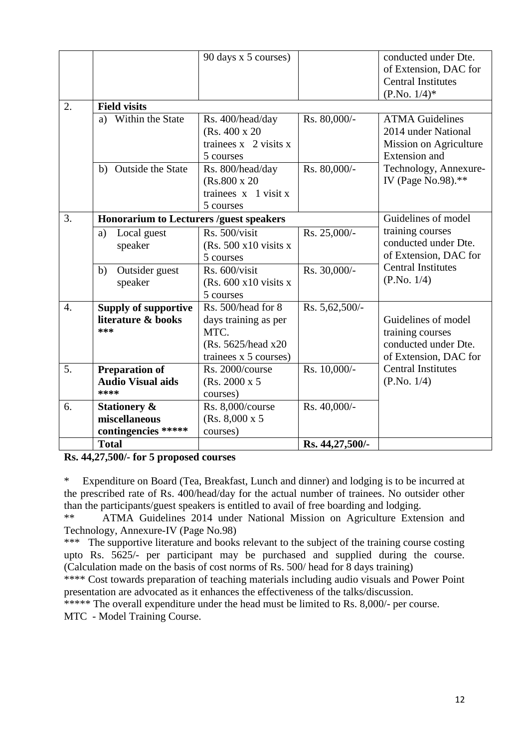|  |  | 90 days x 5 courses) |  | conducted under Dte. of Extension, DAC for Central Institutes (P.No. 1/4)* |
|---|---|---|---|---|
| 2. | **Field visits** |  |  |  |
|  | a) Within the State | Rs. 400/head/day (Rs. 400 x 20 trainees x 2 visits x 5 courses | Rs. 80,000/- | ATMA Guidelines 2014 under National Mission on Agriculture Extension and Technology, Annexure-IV (Page No.98).** |
|  | b) Outside the State | Rs. 800/head/day (Rs.800 x 20 trainees x 1 visit x 5 courses | Rs. 80,000/- |  |
| 3. | **Honorarium to Lecturers /guest speakers** |  |  | Guidelines of model training courses conducted under Dte. of Extension, DAC for Central Institutes (P.No. 1/4) |
|  | a) Local guest speaker | Rs. 500/visit (Rs. 500 x10 visits x 5 courses | Rs. 25,000/- |  |
|  | b) Outsider guest speaker | Rs. 600/visit (Rs. 600 x10 visits x 5 courses | Rs. 30,000/- |  |
| 4. | **Supply of supportive literature & books *** ** | Rs. 500/head for 8 days training as per MTC. (Rs. 5625/head x20 trainees x 5 courses) | Rs. 5,62,500/- | Guidelines of model training courses conducted under Dte. of Extension, DAC for Central Institutes (P.No. 1/4) |
| 5. | **Preparation of Audio Visual aids **** ** | Rs. 2000/course (Rs. 2000 x 5 courses) | Rs. 10,000/- |  |
| 6. | **Stationery & miscellaneous contingencies ***** ** | Rs. 8,000/course (Rs. 8,000 x 5 courses) | Rs. 40,000/- |  |
|  | **Total** |  | **Rs. 44,27,500/-** |  |

**Rs. 44,27,500/- for 5 proposed courses**

\* Expenditure on Board (Tea, Breakfast, Lunch and dinner) and lodging is to be incurred at the prescribed rate of Rs. 400/head/day for the actual number of trainees. No outsider other than the participants/guest speakers is entitled to avail of free boarding and lodging.

** ATMA Guidelines 2014 under National Mission on Agriculture Extension and Technology, Annexure-IV (Page No.98)

*** The supportive literature and books relevant to the subject of the training course costing upto Rs. 5625/- per participant may be purchased and supplied during the course. (Calculation made on the basis of cost norms of Rs. 500/ head for 8 days training)

**** Cost towards preparation of teaching materials including audio visuals and Power Point presentation are advocated as it enhances the effectiveness of the talks/discussion.

***** The overall expenditure under the head must be limited to Rs. 8,000/- per course.

MTC - Model Training Course.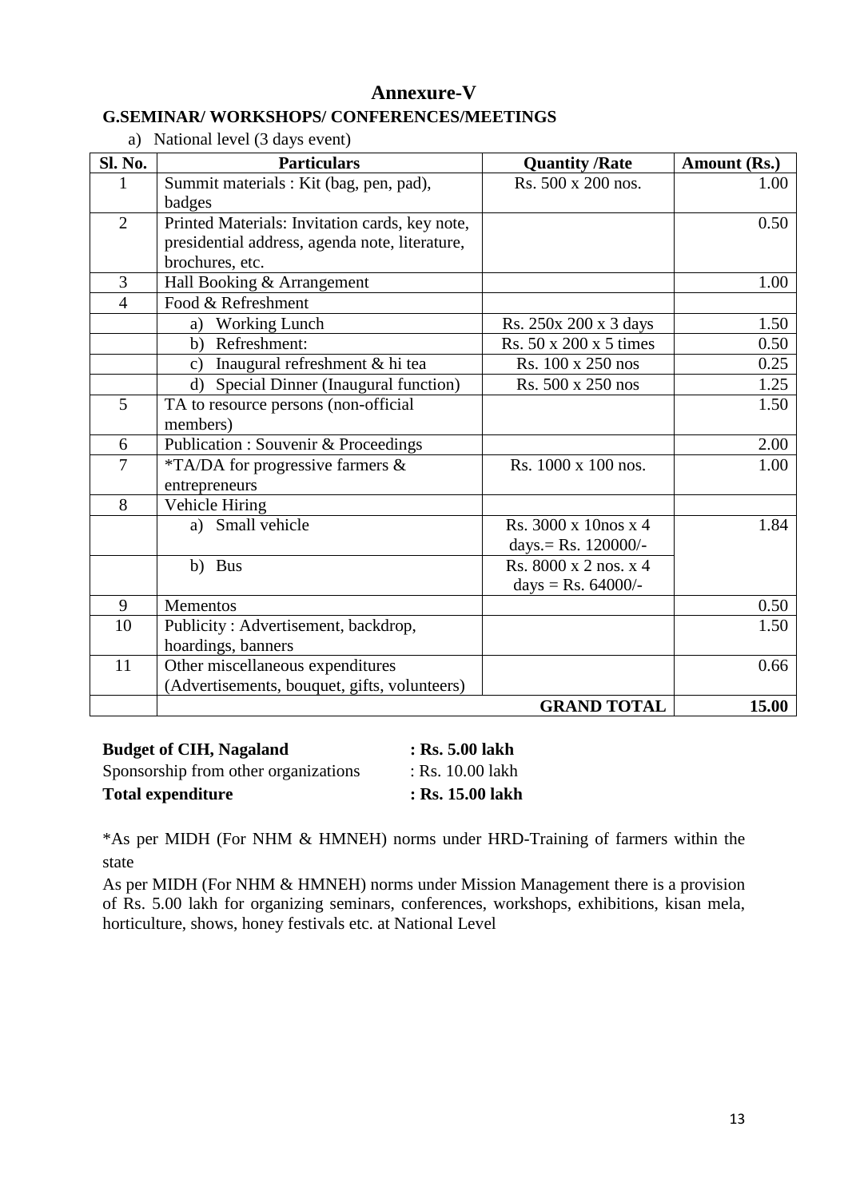# Annexure-V

### G.SEMINAR/ WORKSHOPS/ CONFERENCES/MEETINGS

a) National level (3 days event)

| Sl. No. | Particulars | Quantity /Rate | Amount (Rs.) |
|---|---|---|---|
| 1 | Summit materials : Kit (bag, pen, pad), badges | Rs. 500 x 200 nos. | 1.00 |
| 2 | Printed Materials: Invitation cards, key note, presidential address, agenda note, literature, brochures, etc. | | 0.50 |
| 3 | Hall Booking & Arrangement | | 1.00 |
| 4 | Food & Refreshment | | |
| | a) Working Lunch | Rs. 250x 200 x 3 days | 1.50 |
| | b) Refreshment: | Rs. 50 x 200 x 5 times | 0.50 |
| | c) Inaugural refreshment & hi tea | Rs. 100 x 250 nos | 0.25 |
| | d) Special Dinner (Inaugural function) | Rs. 500 x 250 nos | 1.25 |
| 5 | TA to resource persons (non-official members) | | 1.50 |
| 6 | Publication : Souvenir & Proceedings | | 2.00 |
| 7 | *TA/DA for progressive farmers & entrepreneurs | Rs. 1000 x 100 nos. | 1.00 |
| 8 | Vehicle Hiring | | |
| | a) Small vehicle | Rs. 3000 x 10nos x 4 days.= Rs. 120000/- | 1.84 |
| | b) Bus | Rs. 8000 x 2 nos. x 4 days = Rs. 64000/- | |
| 9 | Mementos | | 0.50 |
| 10 | Publicity : Advertisement, backdrop, hoardings, banners | | 1.50 |
| 11 | Other miscellaneous expenditures (Advertisements, bouquet, gifts, volunteers) | | 0.66 |
| | | **GRAND TOTAL** | **15.00** |

**Budget of CIH, Nagaland** : **Rs. 5.00 lakh**
Sponsorship from other organizations : Rs. 10.00 lakh
**Total expenditure** : **Rs. 15.00 lakh**

*As per MIDH (For NHM & HMNEH) norms under HRD-Training of farmers within the state

As per MIDH (For NHM & HMNEH) norms under Mission Management there is a provision of Rs. 5.00 lakh for organizing seminars, conferences, workshops, exhibitions, kisan mela, horticulture, shows, honey festivals etc. at National Level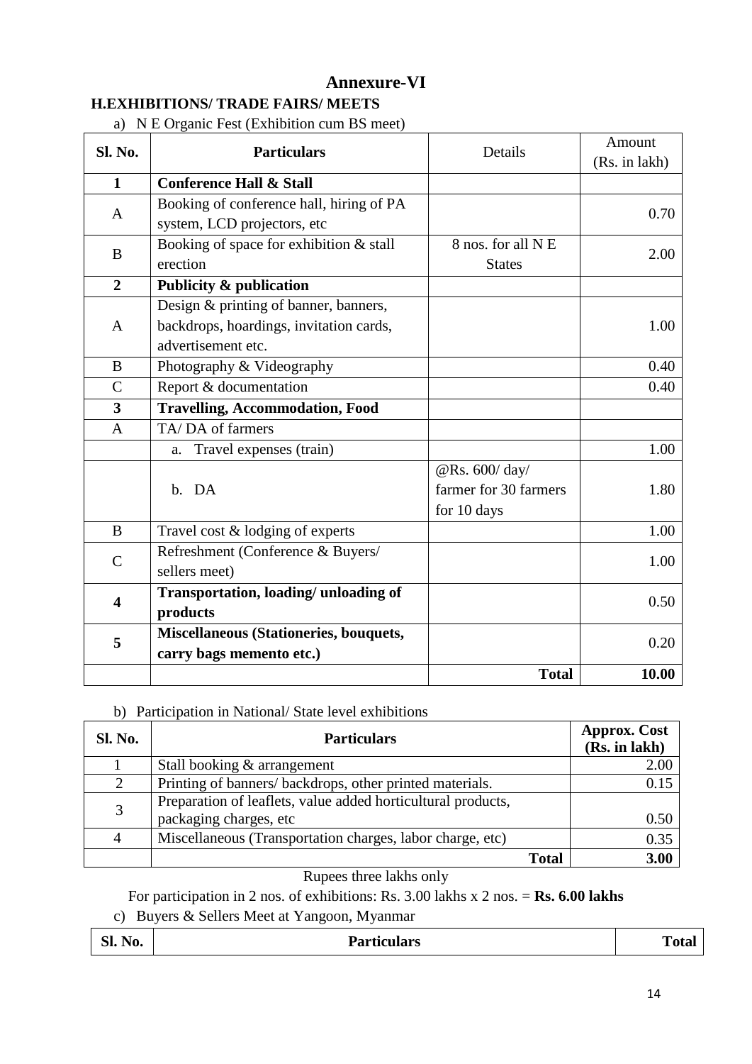# Annexure-VI

## H.EXHIBITIONS/ TRADE FAIRS/ MEETS

a) N E Organic Fest (Exhibition cum BS meet)

| Sl. No. | Particulars | Details | Amount (Rs. in lakh) |
|---|---|---|---|
| **1** | **Conference Hall & Stall** | | |
| A | Booking of conference hall, hiring of PA system, LCD projectors, etc | | 0.70 |
| B | Booking of space for exhibition & stall erection | 8 nos. for all N E States | 2.00 |
| **2** | **Publicity & publication** | | |
| A | Design & printing of banner, banners, backdrops, hoardings, invitation cards, advertisement etc. | | 1.00 |
| B | Photography & Videography | | 0.40 |
| C | Report & documentation | | 0.40 |
| **3** | **Travelling, Accommodation, Food** | | |
| A | TA/ DA of farmers | | |
| | a. Travel expenses (train) | | 1.00 |
| | b. DA | @Rs. 600/ day/ farmer for 30 farmers for 10 days | 1.80 |
| B | Travel cost & lodging of experts | | 1.00 |
| C | Refreshment (Conference & Buyers/ sellers meet) | | 1.00 |
| **4** | **Transportation, loading/ unloading of products** | | 0.50 |
| **5** | **Miscellaneous (Stationeries, bouquets, carry bags memento etc.)** | | 0.20 |
| | | **Total** | **10.00** |

b) Participation in National/ State level exhibitions

| Sl. No. | Particulars | Approx. Cost (Rs. in lakh) |
|---|---|---|
| 1 | Stall booking & arrangement | 2.00 |
| 2 | Printing of banners/ backdrops, other printed materials. | 0.15 |
| 3 | Preparation of leaflets, value added horticultural products, packaging charges, etc | 0.50 |
| 4 | Miscellaneous (Transportation charges, labor charge, etc) | 0.35 |
| | **Total** | **3.00** |

Rupees three lakhs only

For participation in 2 nos. of exhibitions: Rs. 3.00 lakhs x 2 nos. = **Rs. 6.00 lakhs**

c) Buyers & Sellers Meet at Yangoon, Myanmar

| Sl. No. | Particulars | Total |
|---|---|---|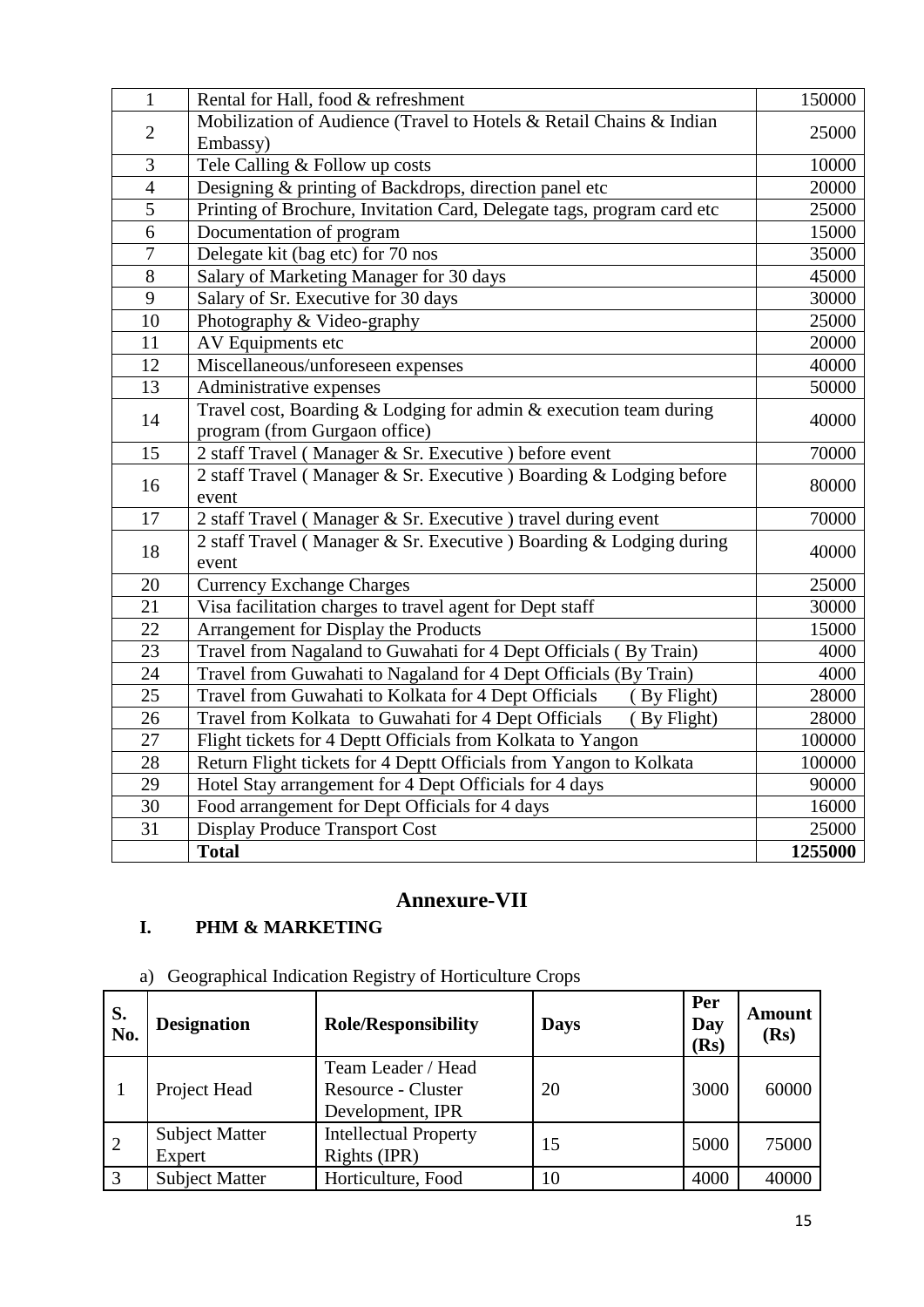| | | |
|---|---|---|
| 1 | Rental for Hall, food & refreshment | 150000 |
| 2 | Mobilization of Audience (Travel to Hotels & Retail Chains & Indian Embassy) | 25000 |
| 3 | Tele Calling & Follow up costs | 10000 |
| 4 | Designing & printing of Backdrops, direction panel etc | 20000 |
| 5 | Printing of Brochure, Invitation Card, Delegate tags, program card etc | 25000 |
| 6 | Documentation of program | 15000 |
| 7 | Delegate kit (bag etc) for 70 nos | 35000 |
| 8 | Salary of Marketing Manager for 30 days | 45000 |
| 9 | Salary of Sr. Executive for 30 days | 30000 |
| 10 | Photography & Video-graphy | 25000 |
| 11 | AV Equipments etc | 20000 |
| 12 | Miscellaneous/unforeseen expenses | 40000 |
| 13 | Administrative expenses | 50000 |
| 14 | Travel cost, Boarding & Lodging for admin & execution team during program (from Gurgaon office) | 40000 |
| 15 | 2 staff Travel ( Manager & Sr. Executive ) before event | 70000 |
| 16 | 2 staff Travel ( Manager & Sr. Executive ) Boarding & Lodging before event | 80000 |
| 17 | 2 staff Travel ( Manager & Sr. Executive ) travel during event | 70000 |
| 18 | 2 staff Travel ( Manager & Sr. Executive ) Boarding & Lodging during event | 40000 |
| 20 | Currency Exchange Charges | 25000 |
| 21 | Visa facilitation charges to travel agent for Dept staff | 30000 |
| 22 | Arrangement for Display the Products | 15000 |
| 23 | Travel from Nagaland to Guwahati for 4 Dept Officials ( By Train) | 4000 |
| 24 | Travel from Guwahati to Nagaland for 4 Dept Officials (By Train) | 4000 |
| 25 | Travel from Guwahati to Kolkata for 4 Dept Officials ( By Flight) | 28000 |
| 26 | Travel from Kolkata to Guwahati for 4 Dept Officials ( By Flight) | 28000 |
| 27 | Flight tickets for 4 Deptt Officials from Kolkata to Yangon | 100000 |
| 28 | Return Flight tickets for 4 Deptt Officials from Yangon to Kolkata | 100000 |
| 29 | Hotel Stay arrangement for 4 Dept Officials for 4 days | 90000 |
| 30 | Food arrangement for Dept Officials for 4 days | 16000 |
| 31 | Display Produce Transport Cost | 25000 |
| | **Total** | **1255000** |

## Annexure-VII

### I. PHM & MARKETING

a) Geographical Indication Registry of Horticulture Crops

| S. No. | Designation | Role/Responsibility | Days | Per Day (Rs) | Amount (Rs) |
|---|---|---|---|---|---|
| 1 | Project Head | Team Leader / Head Resource - Cluster Development, IPR | 20 | 3000 | 60000 |
| 2 | Subject Matter Expert | Intellectual Property Rights (IPR) | 15 | 5000 | 75000 |
| 3 | Subject Matter | Horticulture, Food | 10 | 4000 | 40000 |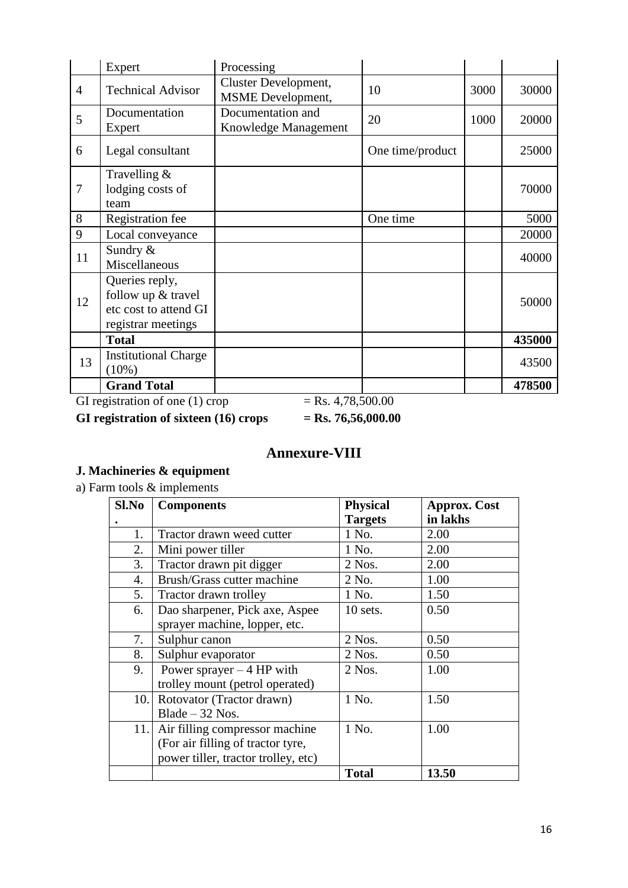|  | Expert | Processing |  |  |  |
|---|---|---|---|---|---|
| 4 | Technical Advisor | Cluster Development, MSME Development, | 10 | 3000 | 30000 |
| 5 | Documentation Expert | Documentation and Knowledge Management | 20 | 1000 | 20000 |
| 6 | Legal consultant |  | One time/product |  | 25000 |
| 7 | Travelling & lodging costs of team |  |  |  | 70000 |
| 8 | Registration fee |  | One time |  | 5000 |
| 9 | Local conveyance |  |  |  | 20000 |
| 11 | Sundry & Miscellaneous |  |  |  | 40000 |
| 12 | Queries reply, follow up & travel etc cost to attend GI registrar meetings |  |  |  | 50000 |
|  | **Total** |  |  |  | **435000** |
| 13 | Institutional Charge (10%) |  |  |  | 43500 |
|  | **Grand Total** |  |  |  | **478500** |

GI registration of one (1) crop = Rs. 4,78,500.00

**GI registration of sixteen (16) crops = Rs. 76,56,000.00**

## Annexure-VIII

**J. Machineries & equipment**

a) Farm tools & implements

| Sl.No. | Components | Physical Targets | Approx. Cost in lakhs |
|---|---|---|---|
| 1. | Tractor drawn weed cutter | 1 No. | 2.00 |
| 2. | Mini power tiller | 1 No. | 2.00 |
| 3. | Tractor drawn pit digger | 2 Nos. | 2.00 |
| 4. | Brush/Grass cutter machine | 2 No. | 1.00 |
| 5. | Tractor drawn trolley | 1 No. | 1.50 |
| 6. | Dao sharpener, Pick axe, Aspee sprayer machine, lopper, etc. | 10 sets. | 0.50 |
| 7. | Sulphur canon | 2 Nos. | 0.50 |
| 8. | Sulphur evaporator | 2 Nos. | 0.50 |
| 9. | Power sprayer – 4 HP with trolley mount (petrol operated) | 2 Nos. | 1.00 |
| 10. | Rotovator (Tractor drawn) Blade – 32 Nos. | 1 No. | 1.50 |
| 11. | Air filling compressor machine (For air filling of tractor tyre, power tiller, tractor trolley, etc) | 1 No. | 1.00 |
|  |  | **Total** | **13.50** |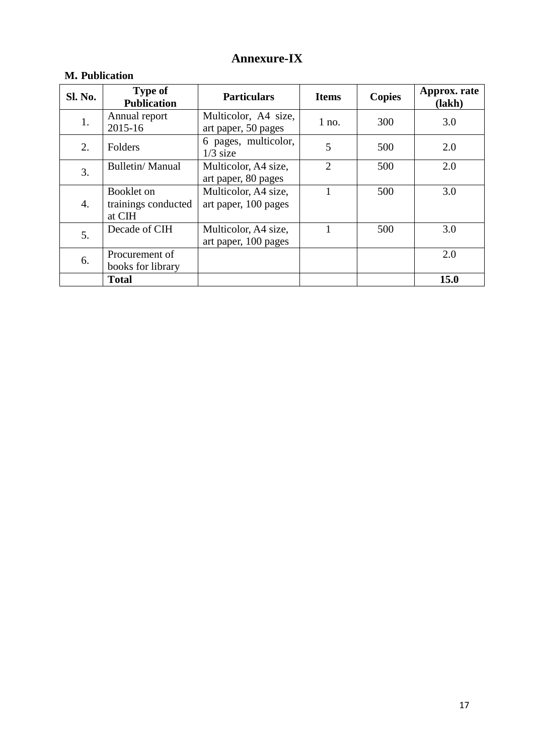# Annexure-IX

**M. Publication**

| Sl. No. | Type of Publication | Particulars | Items | Copies | Approx. rate (lakh) |
|---|---|---|---|---|---|
| 1. | Annual report 2015-16 | Multicolor, A4 size, art paper, 50 pages | 1 no. | 300 | 3.0 |
| 2. | Folders | 6 pages, multicolor, 1/3 size | 5 | 500 | 2.0 |
| 3. | Bulletin/ Manual | Multicolor, A4 size, art paper, 80 pages | 2 | 500 | 2.0 |
| 4. | Booklet on trainings conducted at CIH | Multicolor, A4 size, art paper, 100 pages | 1 | 500 | 3.0 |
| 5. | Decade of CIH | Multicolor, A4 size, art paper, 100 pages | 1 | 500 | 3.0 |
| 6. | Procurement of books for library | | | | 2.0 |
| | **Total** | | | | **15.0** |